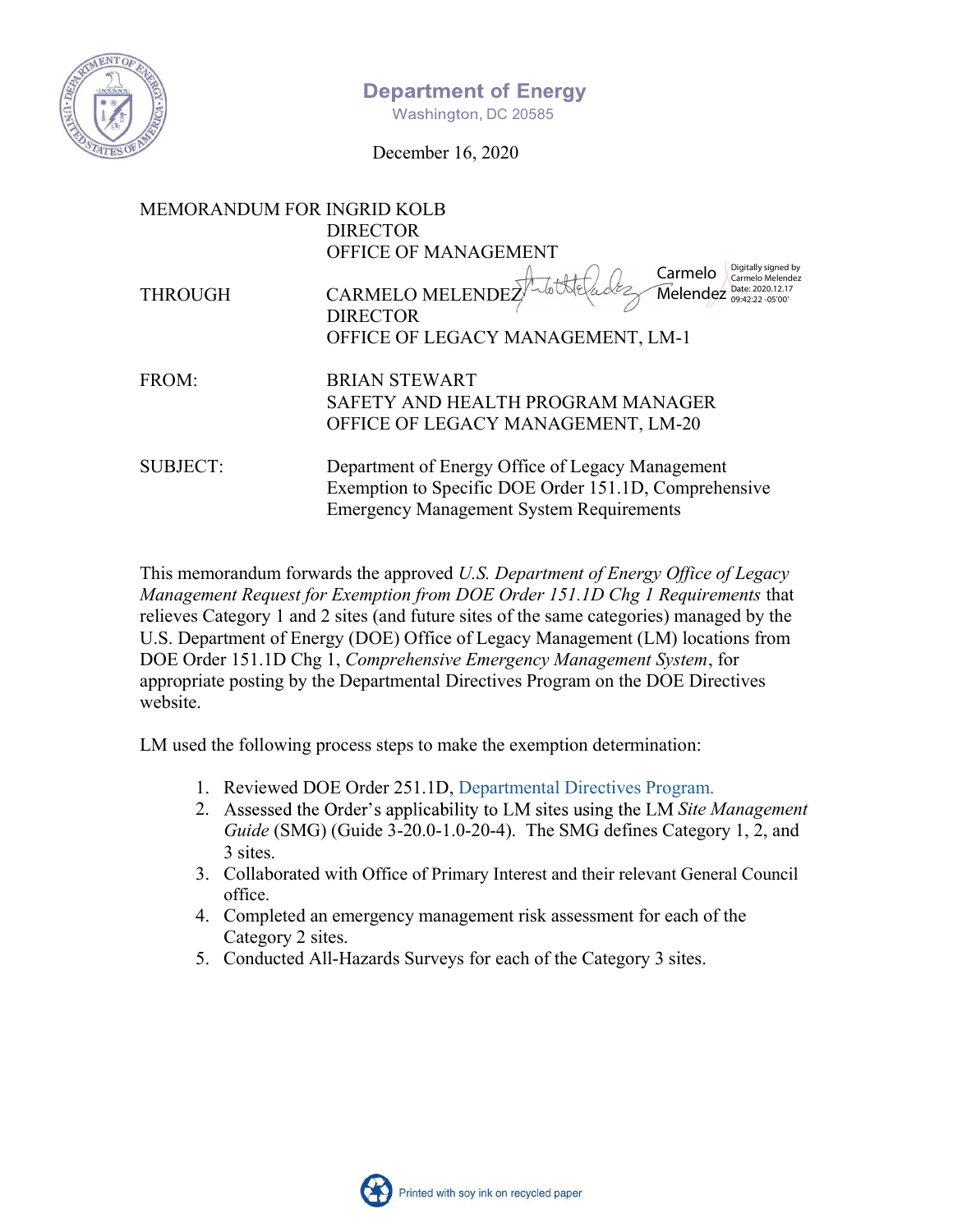# Department of Energy

Washington, DC 20585

December 16, 2020

MEMORANDUM FOR INGRID KOLB
DIRECTOR
OFFICE OF MANAGEMENT

THROUGH: CARMELO MELENDEZ
DIRECTOR
OFFICE OF LEGACY MANAGEMENT, LM-1

Carmelo Melendez — Digitally signed by Carmelo Melendez Date: 2020.12.17 09:42:22 -05'00'

FROM: BRIAN STEWART
SAFETY AND HEALTH PROGRAM MANAGER
OFFICE OF LEGACY MANAGEMENT, LM-20

SUBJECT: Department of Energy Office of Legacy Management Exemption to Specific DOE Order 151.1D, Comprehensive Emergency Management System Requirements

This memorandum forwards the approved *U.S. Department of Energy Office of Legacy Management Request for Exemption from DOE Order 151.1D Chg 1 Requirements* that relieves Category 1 and 2 sites (and future sites of the same categories) managed by the U.S. Department of Energy (DOE) Office of Legacy Management (LM) locations from DOE Order 151.1D Chg 1, *Comprehensive Emergency Management System*, for appropriate posting by the Departmental Directives Program on the DOE Directives website.

LM used the following process steps to make the exemption determination:

1. Reviewed DOE Order 251.1D, Departmental Directives Program.
2. Assessed the Order's applicability to LM sites using the LM *Site Management Guide* (SMG) (Guide 3-20.0-1.0-20-4). The SMG defines Category 1, 2, and 3 sites.
3. Collaborated with Office of Primary Interest and their relevant General Council office.
4. Completed an emergency management risk assessment for each of the Category 2 sites.
5. Conducted All-Hazards Surveys for each of the Category 3 sites.

Printed with soy ink on recycled paper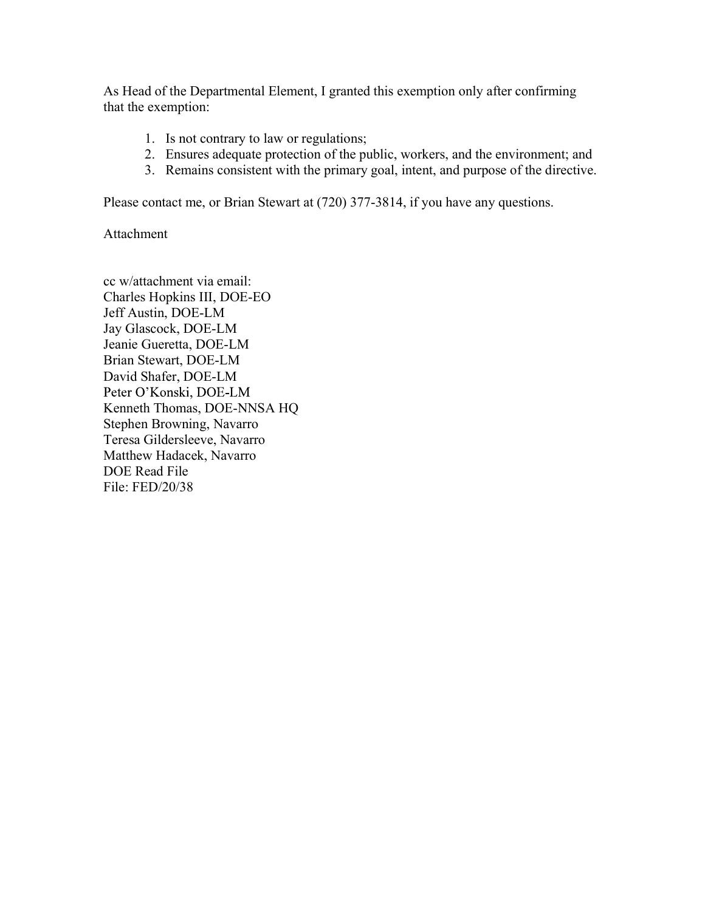As Head of the Departmental Element, I granted this exemption only after confirming that the exemption:

1. Is not contrary to law or regulations;
2. Ensures adequate protection of the public, workers, and the environment; and
3. Remains consistent with the primary goal, intent, and purpose of the directive.

Please contact me, or Brian Stewart at (720) 377-3814, if you have any questions.

Attachment

cc w/attachment via email:
Charles Hopkins III, DOE-EO
Jeff Austin, DOE-LM
Jay Glascock, DOE-LM
Jeanie Gueretta, DOE-LM
Brian Stewart, DOE-LM
David Shafer, DOE-LM
Peter O'Konski, DOE-LM
Kenneth Thomas, DOE-NNSA HQ
Stephen Browning, Navarro
Teresa Gildersleeve, Navarro
Matthew Hadacek, Navarro
DOE Read File
File: FED/20/38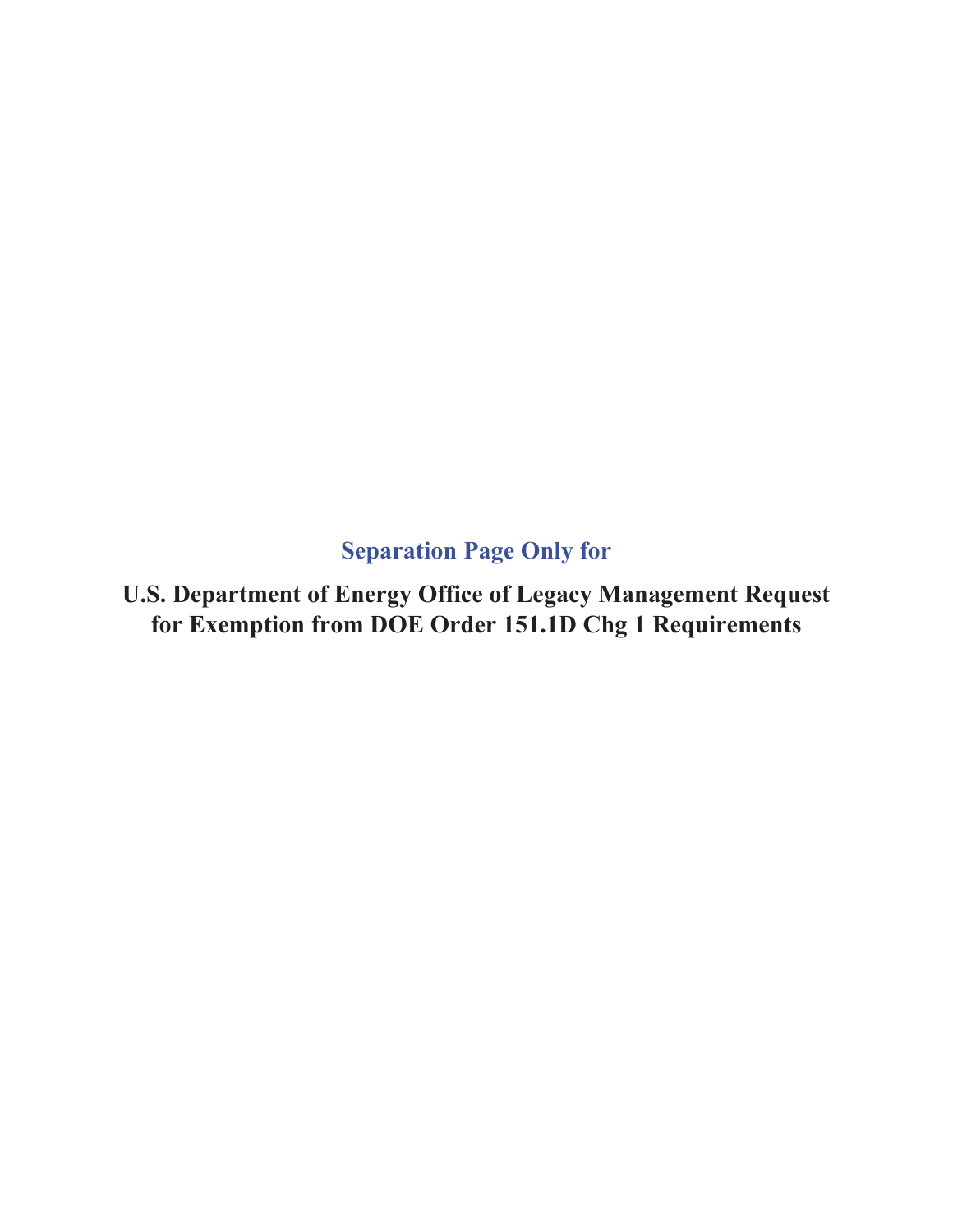**Separation Page Only for**

**U.S. Department of Energy Office of Legacy Management Request for Exemption from DOE Order 151.1D Chg 1 Requirements**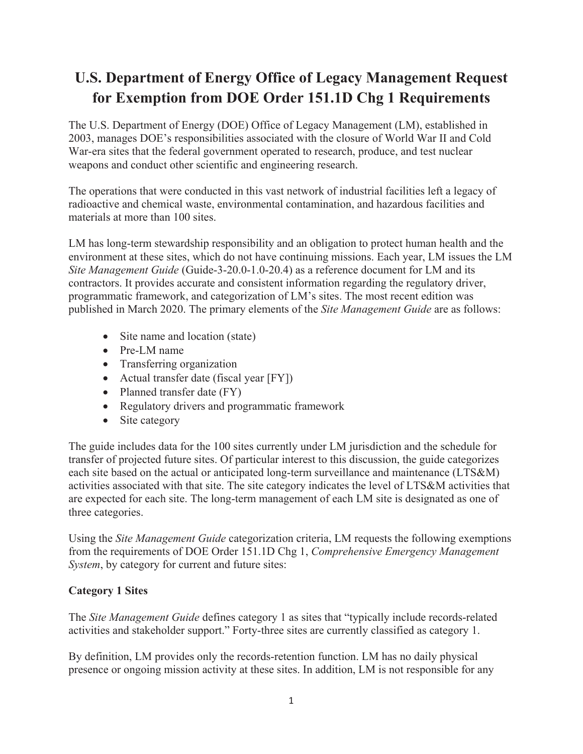# U.S. Department of Energy Office of Legacy Management Request for Exemption from DOE Order 151.1D Chg 1 Requirements

The U.S. Department of Energy (DOE) Office of Legacy Management (LM), established in 2003, manages DOE's responsibilities associated with the closure of World War II and Cold War-era sites that the federal government operated to research, produce, and test nuclear weapons and conduct other scientific and engineering research.

The operations that were conducted in this vast network of industrial facilities left a legacy of radioactive and chemical waste, environmental contamination, and hazardous facilities and materials at more than 100 sites.

LM has long-term stewardship responsibility and an obligation to protect human health and the environment at these sites, which do not have continuing missions. Each year, LM issues the LM *Site Management Guide* (Guide-3-20.0-1.0-20.4) as a reference document for LM and its contractors. It provides accurate and consistent information regarding the regulatory driver, programmatic framework, and categorization of LM's sites. The most recent edition was published in March 2020. The primary elements of the *Site Management Guide* are as follows:

- Site name and location (state)
- Pre-LM name
- Transferring organization
- Actual transfer date (fiscal year [FY])
- Planned transfer date (FY)
- Regulatory drivers and programmatic framework
- Site category

The guide includes data for the 100 sites currently under LM jurisdiction and the schedule for transfer of projected future sites. Of particular interest to this discussion, the guide categorizes each site based on the actual or anticipated long-term surveillance and maintenance (LTS&M) activities associated with that site. The site category indicates the level of LTS&M activities that are expected for each site. The long-term management of each LM site is designated as one of three categories.

Using the *Site Management Guide* categorization criteria, LM requests the following exemptions from the requirements of DOE Order 151.1D Chg 1, *Comprehensive Emergency Management System*, by category for current and future sites:

**Category 1 Sites**

The *Site Management Guide* defines category 1 as sites that "typically include records-related activities and stakeholder support." Forty-three sites are currently classified as category 1.

By definition, LM provides only the records-retention function. LM has no daily physical presence or ongoing mission activity at these sites. In addition, LM is not responsible for any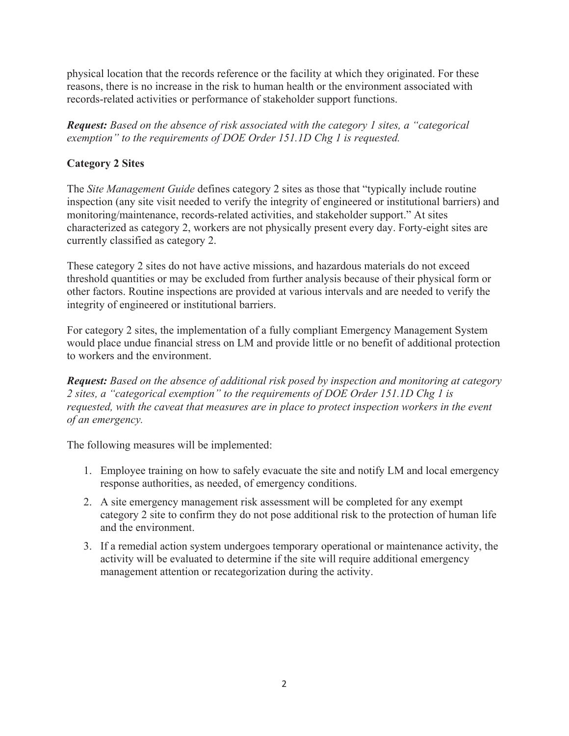physical location that the records reference or the facility at which they originated. For these reasons, there is no increase in the risk to human health or the environment associated with records-related activities or performance of stakeholder support functions.

***Request:*** *Based on the absence of risk associated with the category 1 sites, a "categorical exemption" to the requirements of DOE Order 151.1D Chg 1 is requested.*

**Category 2 Sites**

The *Site Management Guide* defines category 2 sites as those that "typically include routine inspection (any site visit needed to verify the integrity of engineered or institutional barriers) and monitoring/maintenance, records-related activities, and stakeholder support." At sites characterized as category 2, workers are not physically present every day. Forty-eight sites are currently classified as category 2.

These category 2 sites do not have active missions, and hazardous materials do not exceed threshold quantities or may be excluded from further analysis because of their physical form or other factors. Routine inspections are provided at various intervals and are needed to verify the integrity of engineered or institutional barriers.

For category 2 sites, the implementation of a fully compliant Emergency Management System would place undue financial stress on LM and provide little or no benefit of additional protection to workers and the environment.

***Request:*** *Based on the absence of additional risk posed by inspection and monitoring at category 2 sites, a "categorical exemption" to the requirements of DOE Order 151.1D Chg 1 is requested, with the caveat that measures are in place to protect inspection workers in the event of an emergency.*

The following measures will be implemented:

1. Employee training on how to safely evacuate the site and notify LM and local emergency response authorities, as needed, of emergency conditions.
2. A site emergency management risk assessment will be completed for any exempt category 2 site to confirm they do not pose additional risk to the protection of human life and the environment.
3. If a remedial action system undergoes temporary operational or maintenance activity, the activity will be evaluated to determine if the site will require additional emergency management attention or recategorization during the activity.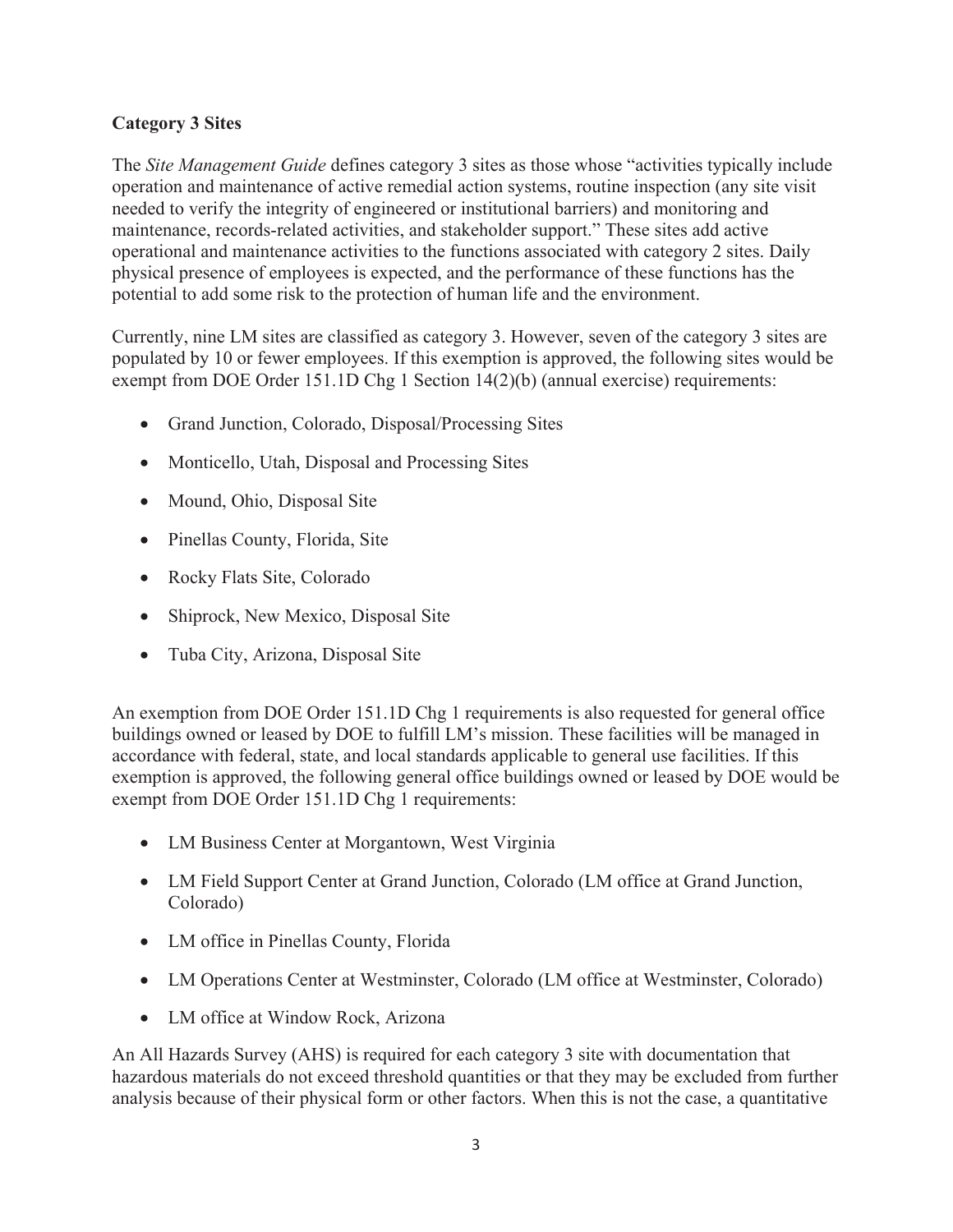**Category 3 Sites**

The *Site Management Guide* defines category 3 sites as those whose "activities typically include operation and maintenance of active remedial action systems, routine inspection (any site visit needed to verify the integrity of engineered or institutional barriers) and monitoring and maintenance, records-related activities, and stakeholder support." These sites add active operational and maintenance activities to the functions associated with category 2 sites. Daily physical presence of employees is expected, and the performance of these functions has the potential to add some risk to the protection of human life and the environment.

Currently, nine LM sites are classified as category 3. However, seven of the category 3 sites are populated by 10 or fewer employees. If this exemption is approved, the following sites would be exempt from DOE Order 151.1D Chg 1 Section 14(2)(b) (annual exercise) requirements:

- Grand Junction, Colorado, Disposal/Processing Sites
- Monticello, Utah, Disposal and Processing Sites
- Mound, Ohio, Disposal Site
- Pinellas County, Florida, Site
- Rocky Flats Site, Colorado
- Shiprock, New Mexico, Disposal Site
- Tuba City, Arizona, Disposal Site

An exemption from DOE Order 151.1D Chg 1 requirements is also requested for general office buildings owned or leased by DOE to fulfill LM's mission. These facilities will be managed in accordance with federal, state, and local standards applicable to general use facilities. If this exemption is approved, the following general office buildings owned or leased by DOE would be exempt from DOE Order 151.1D Chg 1 requirements:

- LM Business Center at Morgantown, West Virginia
- LM Field Support Center at Grand Junction, Colorado (LM office at Grand Junction, Colorado)
- LM office in Pinellas County, Florida
- LM Operations Center at Westminster, Colorado (LM office at Westminster, Colorado)
- LM office at Window Rock, Arizona

An All Hazards Survey (AHS) is required for each category 3 site with documentation that hazardous materials do not exceed threshold quantities or that they may be excluded from further analysis because of their physical form or other factors. When this is not the case, a quantitative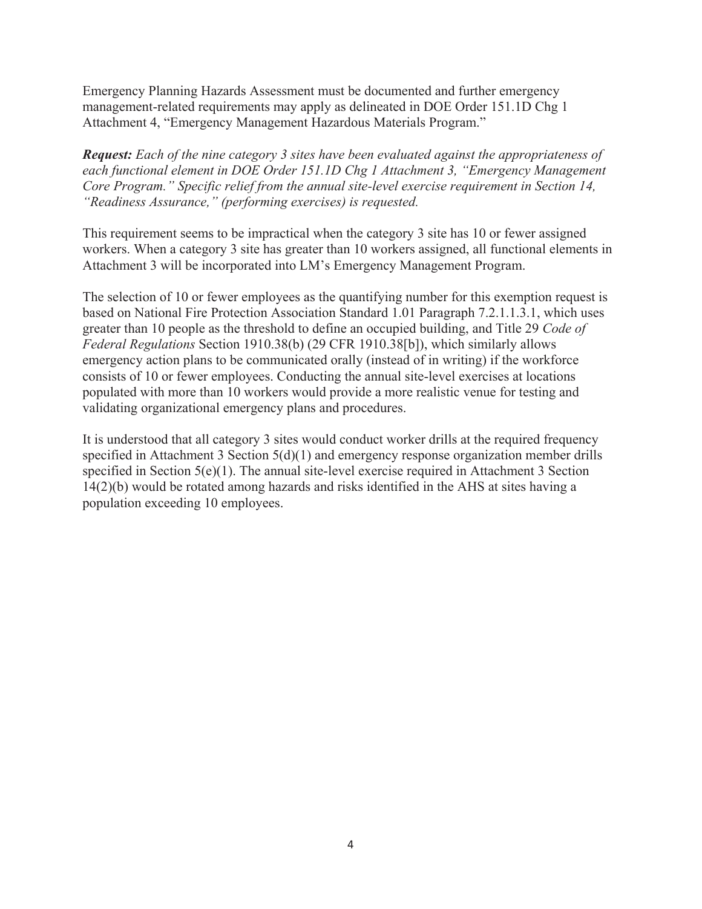Emergency Planning Hazards Assessment must be documented and further emergency management-related requirements may apply as delineated in DOE Order 151.1D Chg 1 Attachment 4, "Emergency Management Hazardous Materials Program."

***Request:*** *Each of the nine category 3 sites have been evaluated against the appropriateness of each functional element in DOE Order 151.1D Chg 1 Attachment 3, "Emergency Management Core Program." Specific relief from the annual site-level exercise requirement in Section 14, "Readiness Assurance," (performing exercises) is requested.*

This requirement seems to be impractical when the category 3 site has 10 or fewer assigned workers. When a category 3 site has greater than 10 workers assigned, all functional elements in Attachment 3 will be incorporated into LM's Emergency Management Program.

The selection of 10 or fewer employees as the quantifying number for this exemption request is based on National Fire Protection Association Standard 1.01 Paragraph 7.2.1.1.3.1, which uses greater than 10 people as the threshold to define an occupied building, and Title 29 *Code of Federal Regulations* Section 1910.38(b) (29 CFR 1910.38[b]), which similarly allows emergency action plans to be communicated orally (instead of in writing) if the workforce consists of 10 or fewer employees. Conducting the annual site-level exercises at locations populated with more than 10 workers would provide a more realistic venue for testing and validating organizational emergency plans and procedures.

It is understood that all category 3 sites would conduct worker drills at the required frequency specified in Attachment 3 Section 5(d)(1) and emergency response organization member drills specified in Section 5(e)(1). The annual site-level exercise required in Attachment 3 Section 14(2)(b) would be rotated among hazards and risks identified in the AHS at sites having a population exceeding 10 employees.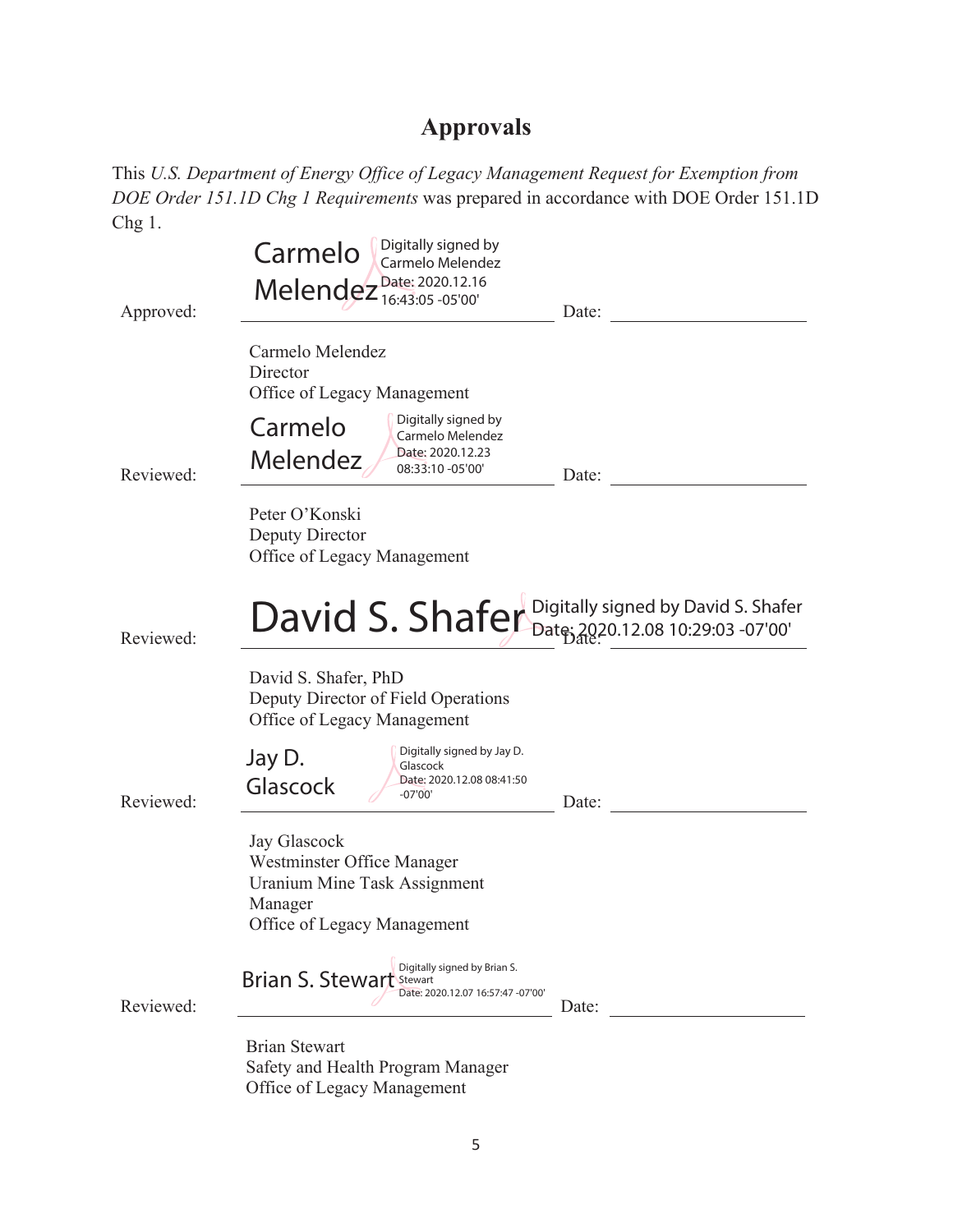# Approvals

This *U.S. Department of Energy Office of Legacy Management Request for Exemption from DOE Order 151.1D Chg 1 Requirements* was prepared in accordance with DOE Order 151.1D Chg 1.

Approved: Carmelo Melendez Digitally signed by Carmelo Melendez Date: 2020.12.16 16:43:05 -05'00' Date: 

Carmelo Melendez
Director
Office of Legacy Management

Reviewed: Carmelo Melendez Digitally signed by Carmelo Melendez Date: 2020.12.23 08:33:10 -05'00' Date: 

Peter O'Konski
Deputy Director
Office of Legacy Management

Reviewed: David S. Shafer Digitally signed by David S. Shafer Date: 2020.12.08 10:29:03 -07'00' Date: 

David S. Shafer, PhD
Deputy Director of Field Operations
Office of Legacy Management

Reviewed: Jay D. Glascock Digitally signed by Jay D. Glascock Date: 2020.12.08 08:41:50 -07'00' Date: 

Jay Glascock
Westminster Office Manager
Uranium Mine Task Assignment Manager
Office of Legacy Management

Reviewed: Brian S. Stewart Digitally signed by Brian S. Stewart Date: 2020.12.07 16:57:47 -07'00' Date: 

Brian Stewart
Safety and Health Program Manager
Office of Legacy Management